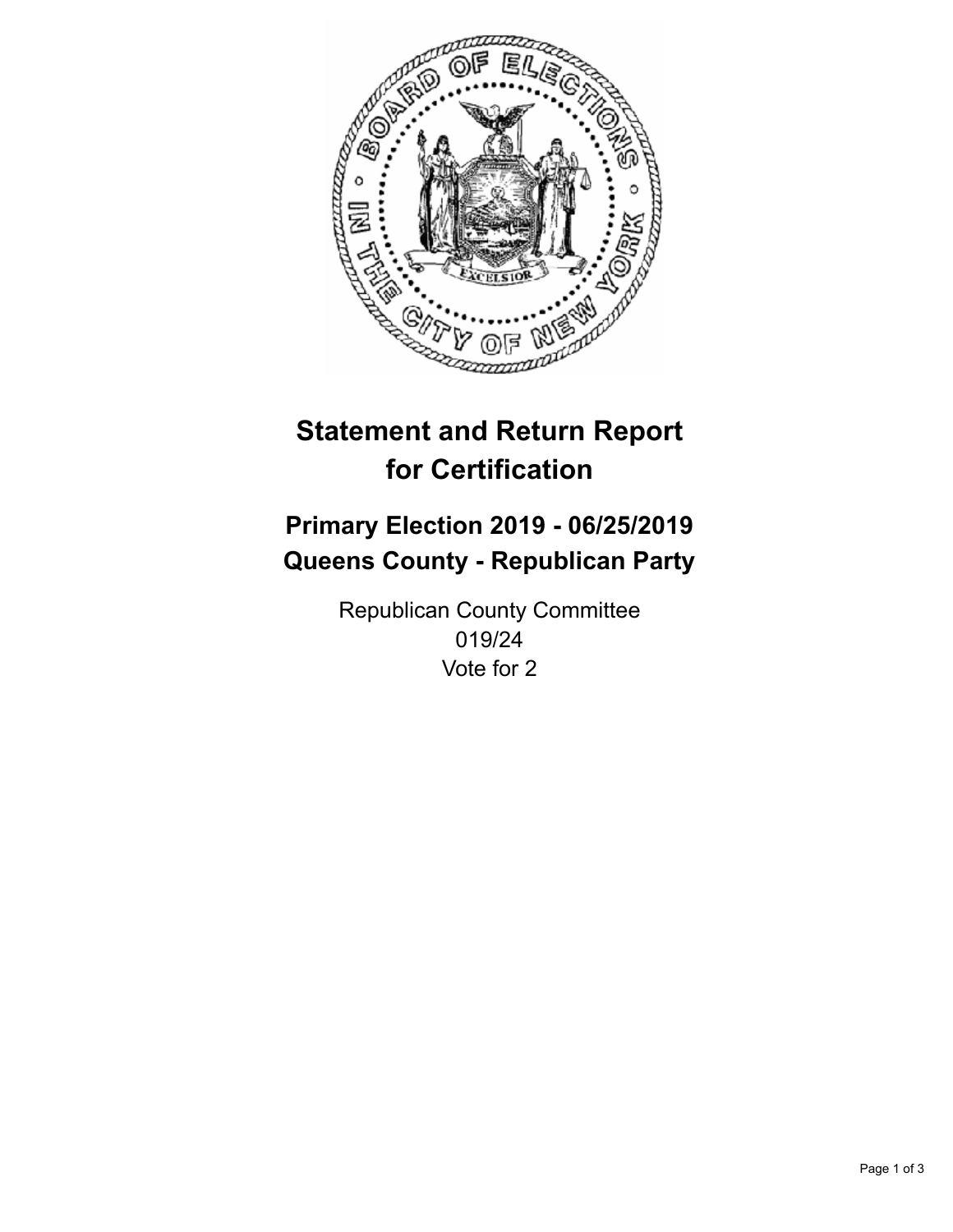# Statement and Return Report for Certification

## Primary Election 2019 - 06/25/2019
## Queens County - Republican Party

Republican County Committee
019/24
Vote for 2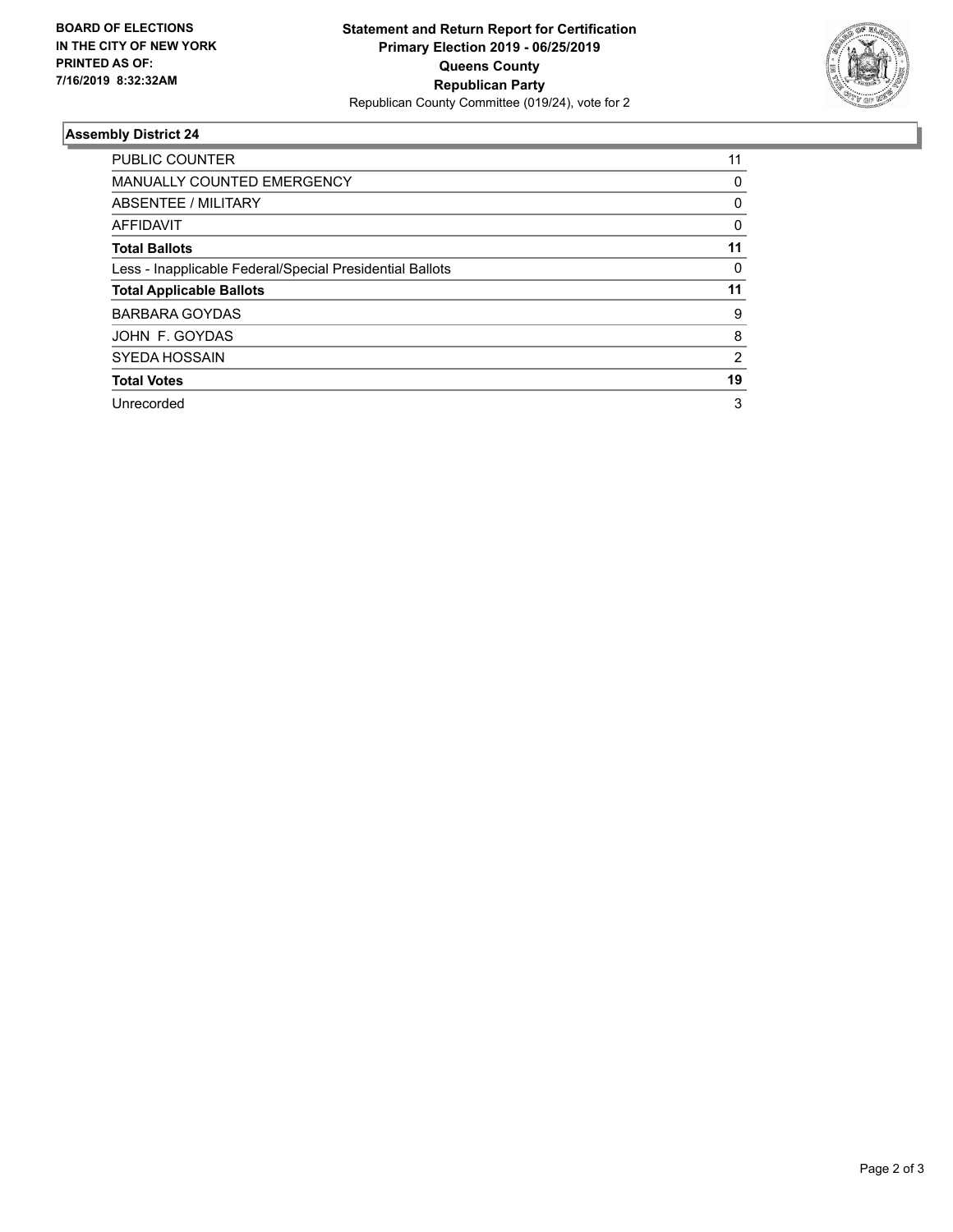**BOARD OF ELECTIONS IN THE CITY OF NEW YORK PRINTED AS OF: 7/16/2019 8:32:32AM**

**Statement and Return Report for Certification**
**Primary Election 2019 - 06/25/2019**
**Queens County**
**Republican Party**
Republican County Committee (019/24), vote for 2

### Assembly District 24

| | |
|---|---|
| PUBLIC COUNTER | 11 |
| MANUALLY COUNTED EMERGENCY | 0 |
| ABSENTEE / MILITARY | 0 |
| AFFIDAVIT | 0 |
| **Total Ballots** | **11** |
| Less - Inapplicable Federal/Special Presidential Ballots | 0 |
| **Total Applicable Ballots** | **11** |
| BARBARA GOYDAS | 9 |
| JOHN F. GOYDAS | 8 |
| SYEDA HOSSAIN | 2 |
| **Total Votes** | **19** |
| Unrecorded | 3 |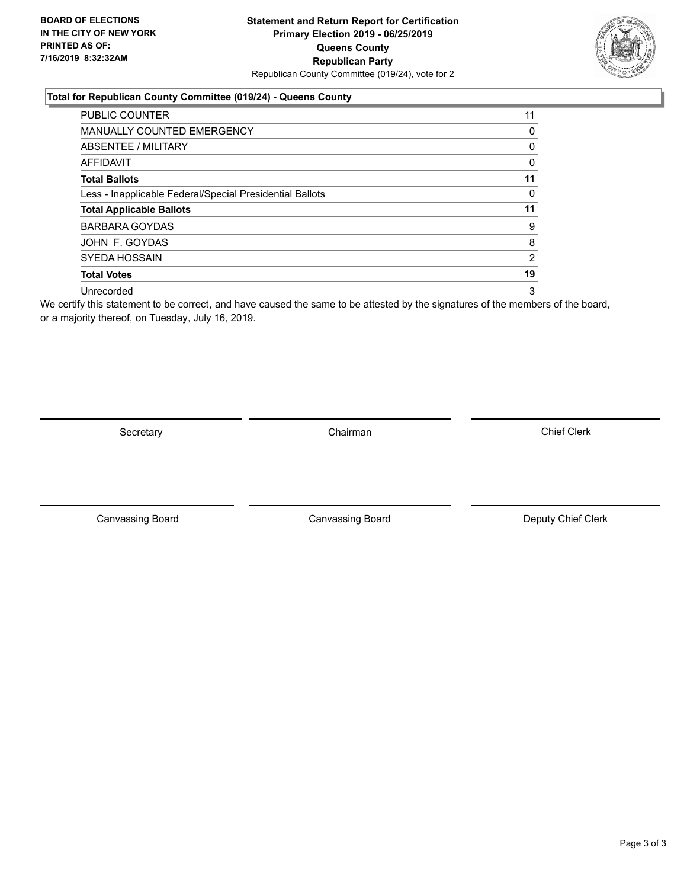**BOARD OF ELECTIONS IN THE CITY OF NEW YORK PRINTED AS OF: 7/16/2019 8:32:32AM**

**Statement and Return Report for Certification**
**Primary Election 2019 - 06/25/2019**
**Queens County**
**Republican Party**
Republican County Committee (019/24), vote for 2

### Total for Republican County Committee (019/24) - Queens County

| | |
|---|---|
| PUBLIC COUNTER | 11 |
| MANUALLY COUNTED EMERGENCY | 0 |
| ABSENTEE / MILITARY | 0 |
| AFFIDAVIT | 0 |
| **Total Ballots** | **11** |
| Less - Inapplicable Federal/Special Presidential Ballots | 0 |
| **Total Applicable Ballots** | **11** |
| BARBARA GOYDAS | 9 |
| JOHN F. GOYDAS | 8 |
| SYEDA HOSSAIN | 2 |
| **Total Votes** | **19** |
| Unrecorded | 3 |

We certify this statement to be correct, and have caused the same to be attested by the signatures of the members of the board, or a majority thereof, on Tuesday, July 16, 2019.

Secretary

Chairman

Chief Clerk

Canvassing Board

Canvassing Board

Deputy Chief Clerk